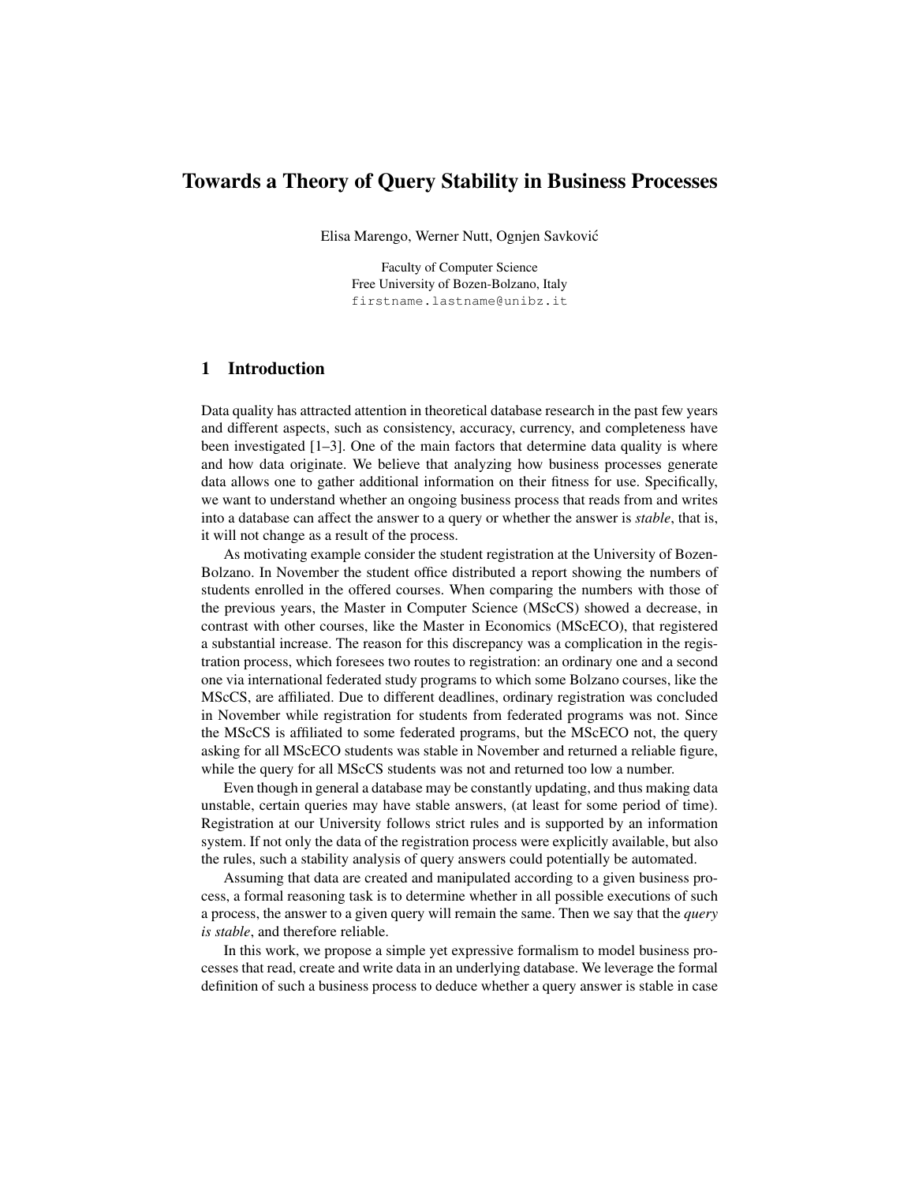# Towards a Theory of Query Stability in Business Processes

Elisa Marengo, Werner Nutt, Ognjen Savković

Faculty of Computer Science
Free University of Bozen-Bolzano, Italy
firstname.lastname@unibz.it

## 1 Introduction

Data quality has attracted attention in theoretical database research in the past few years and different aspects, such as consistency, accuracy, currency, and completeness have been investigated [1–3]. One of the main factors that determine data quality is where and how data originate. We believe that analyzing how business processes generate data allows one to gather additional information on their fitness for use. Specifically, we want to understand whether an ongoing business process that reads from and writes into a database can affect the answer to a query or whether the answer is *stable*, that is, it will not change as a result of the process.

As motivating example consider the student registration at the University of Bozen-Bolzano. In November the student office distributed a report showing the numbers of students enrolled in the offered courses. When comparing the numbers with those of the previous years, the Master in Computer Science (MScCS) showed a decrease, in contrast with other courses, like the Master in Economics (MScECO), that registered a substantial increase. The reason for this discrepancy was a complication in the registration process, which foresees two routes to registration: an ordinary one and a second one via international federated study programs to which some Bolzano courses, like the MScCS, are affiliated. Due to different deadlines, ordinary registration was concluded in November while registration for students from federated programs was not. Since the MScCS is affiliated to some federated programs, but the MScECO not, the query asking for all MScECO students was stable in November and returned a reliable figure, while the query for all MScCS students was not and returned too low a number.

Even though in general a database may be constantly updating, and thus making data unstable, certain queries may have stable answers, (at least for some period of time). Registration at our University follows strict rules and is supported by an information system. If not only the data of the registration process were explicitly available, but also the rules, such a stability analysis of query answers could potentially be automated.

Assuming that data are created and manipulated according to a given business process, a formal reasoning task is to determine whether in all possible executions of such a process, the answer to a given query will remain the same. Then we say that the *query is stable*, and therefore reliable.

In this work, we propose a simple yet expressive formalism to model business processes that read, create and write data in an underlying database. We leverage the formal definition of such a business process to deduce whether a query answer is stable in case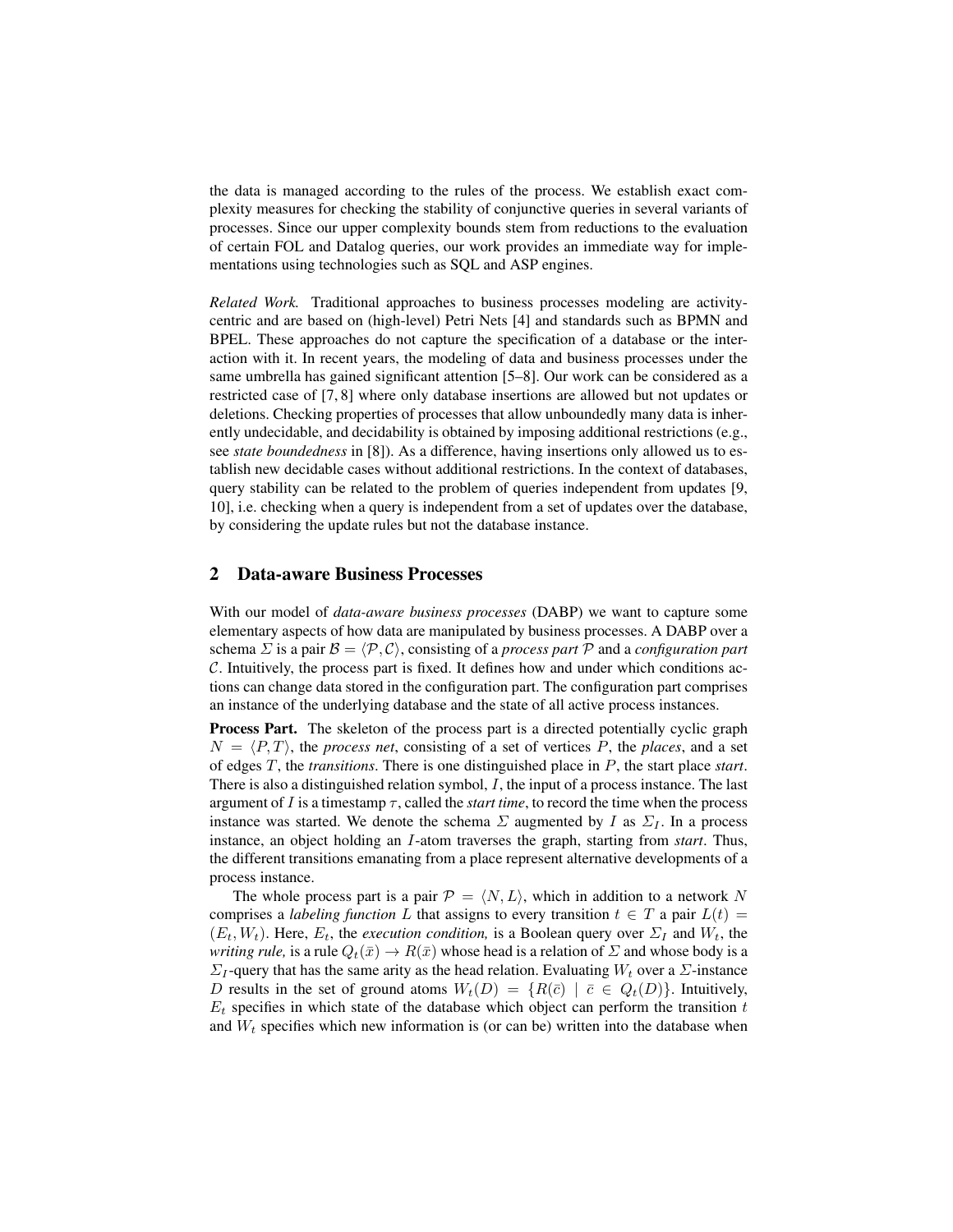the data is managed according to the rules of the process. We establish exact complexity measures for checking the stability of conjunctive queries in several variants of processes. Since our upper complexity bounds stem from reductions to the evaluation of certain FOL and Datalog queries, our work provides an immediate way for implementations using technologies such as SQL and ASP engines.

*Related Work.* Traditional approaches to business processes modeling are activity-centric and are based on (high-level) Petri Nets [4] and standards such as BPMN and BPEL. These approaches do not capture the specification of a database or the interaction with it. In recent years, the modeling of data and business processes under the same umbrella has gained significant attention [5–8]. Our work can be considered as a restricted case of [7, 8] where only database insertions are allowed but not updates or deletions. Checking properties of processes that allow unboundedly many data is inherently undecidable, and decidability is obtained by imposing additional restrictions (e.g., see *state boundedness* in [8]). As a difference, having insertions only allowed us to establish new decidable cases without additional restrictions. In the context of databases, query stability can be related to the problem of queries independent from updates [9, 10], i.e. checking when a query is independent from a set of updates over the database, by considering the update rules but not the database instance.

## 2 Data-aware Business Processes

With our model of *data-aware business processes* (DABP) we want to capture some elementary aspects of how data are manipulated by business processes. A DABP over a schema $\Sigma$ is a pair $\mathcal{B} = \langle \mathcal{P}, \mathcal{C} \rangle$, consisting of a *process part* $\mathcal{P}$ and a *configuration part* $\mathcal{C}$. Intuitively, the process part is fixed. It defines how and under which conditions actions can change data stored in the configuration part. The configuration part comprises an instance of the underlying database and the state of all active process instances.

**Process Part.** The skeleton of the process part is a directed potentially cyclic graph $N = \langle P, T \rangle$, the *process net*, consisting of a set of vertices $P$, the *places*, and a set of edges $T$, the *transitions*. There is one distinguished place in $P$, the start place *start*. There is also a distinguished relation symbol, $I$, the input of a process instance. The last argument of $I$ is a timestamp $\tau$, called the *start time*, to record the time when the process instance was started. We denote the schema $\Sigma$ augmented by $I$ as $\Sigma_I$. In a process instance, an object holding an $I$-atom traverses the graph, starting from *start*. Thus, the different transitions emanating from a place represent alternative developments of a process instance.

The whole process part is a pair $\mathcal{P} = \langle N, L \rangle$, which in addition to a network $N$ comprises a *labeling function* $L$ that assigns to every transition $t \in T$ a pair $L(t) = (E_t, W_t)$. Here, $E_t$, the *execution condition,* is a Boolean query over $\Sigma_I$ and $W_t$, the *writing rule,* is a rule $Q_t(\bar{x}) \rightarrow R(\bar{x})$ whose head is a relation of $\Sigma$ and whose body is a $\Sigma_I$-query that has the same arity as the head relation. Evaluating $W_t$ over a $\Sigma$-instance $D$ results in the set of ground atoms $W_t(D) = \{R(\bar{c}) \mid \bar{c} \in Q_t(D)\}$. Intuitively, $E_t$ specifies in which state of the database which object can perform the transition $t$ and $W_t$ specifies which new information is (or can be) written into the database when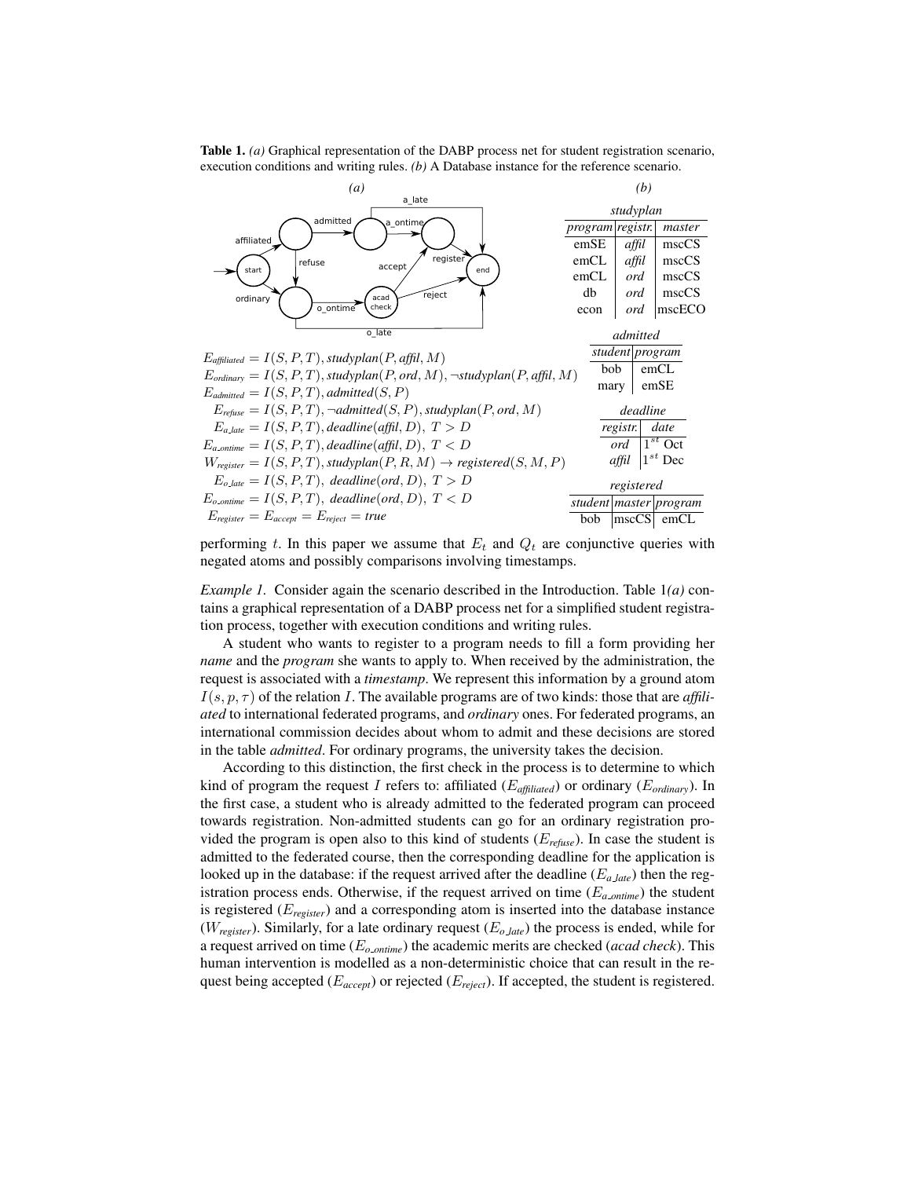**Table 1.** *(a)* Graphical representation of the DABP process net for student registration scenario, execution conditions and writing rules. *(b)* A Database instance for the reference scenario.

*(a)*

$E_{affiliated} = I(S,P,T), studyplan(P, affil, M)$

$E_{ordinary} = I(S,P,T), studyplan(P, ord, M), \neg studyplan(P, affil, M)$

$E_{admitted} = I(S,P,T), admitted(S,P)$

$E_{refuse} = I(S,P,T), \neg admitted(S,P), studyplan(P, ord, M)$

$E_{a\_late} = I(S,P,T), deadline(affil, D),\ T > D$

$E_{a\_ontime} = I(S,P,T), deadline(affil, D),\ T < D$

$W_{register} = I(S,P,T), studyplan(P,R,M) \rightarrow registered(S,M,P)$

$E_{o\_late} = I(S,P,T),\ deadline(ord, D),\ T > D$

$E_{o\_ontime} = I(S,P,T),\ deadline(ord, D),\ T < D$

$E_{register} = E_{accept} = E_{reject} = true$

*(b)*

*studyplan*

| *program* | *registr.* | *master* |
|---|---|---|
| emSE | *affil* | mscCS |
| emCL | *affil* | mscCS |
| emCL | *ord* | mscCS |
| db | *ord* | mscCS |
| econ | *ord* | mscECO |

*admitted*

| *student* | *program* |
|---|---|
| bob | emCL |
| mary | emSE |

*deadline*

| *registr.* | *date* |
|---|---|
| *ord* | $1^{st}$ Oct |
| *affil* | $1^{st}$ Dec |

*registered*

| *student* | *master* | *program* |
|---|---|---|
| bob | mscCS | emCL |

performing $t$. In this paper we assume that $E_t$ and $Q_t$ are conjunctive queries with negated atoms and possibly comparisons involving timestamps.

*Example 1.* Consider again the scenario described in the Introduction. Table 1*(a)* contains a graphical representation of a DABP process net for a simplified student registration process, together with execution conditions and writing rules.

A student who wants to register to a program needs to fill a form providing her *name* and the *program* she wants to apply to. When received by the administration, the request is associated with a *timestamp*. We represent this information by a ground atom $I(s,p,\tau)$ of the relation $I$. The available programs are of two kinds: those that are *affiliated* to international federated programs, and *ordinary* ones. For federated programs, an international commission decides about whom to admit and these decisions are stored in the table *admitted*. For ordinary programs, the university takes the decision.

According to this distinction, the first check in the process is to determine to which kind of program the request $I$ refers to: affiliated ($E_{affiliated}$) or ordinary ($E_{ordinary}$). In the first case, a student who is already admitted to the federated program can proceed towards registration. Non-admitted students can go for an ordinary registration provided the program is open also to this kind of students ($E_{refuse}$). In case the student is admitted to the federated course, then the corresponding deadline for the application is looked up in the database: if the request arrived after the deadline ($E_{a\_late}$) then the registration process ends. Otherwise, if the request arrived on time ($E_{a\_ontime}$) the student is registered ($E_{register}$) and a corresponding atom is inserted into the database instance ($W_{register}$). Similarly, for a late ordinary request ($E_{o\_late}$) the process is ended, while for a request arrived on time ($E_{o\_ontime}$) the academic merits are checked (*acad check*). This human intervention is modelled as a non-deterministic choice that can result in the request being accepted ($E_{accept}$) or rejected ($E_{reject}$). If accepted, the student is registered.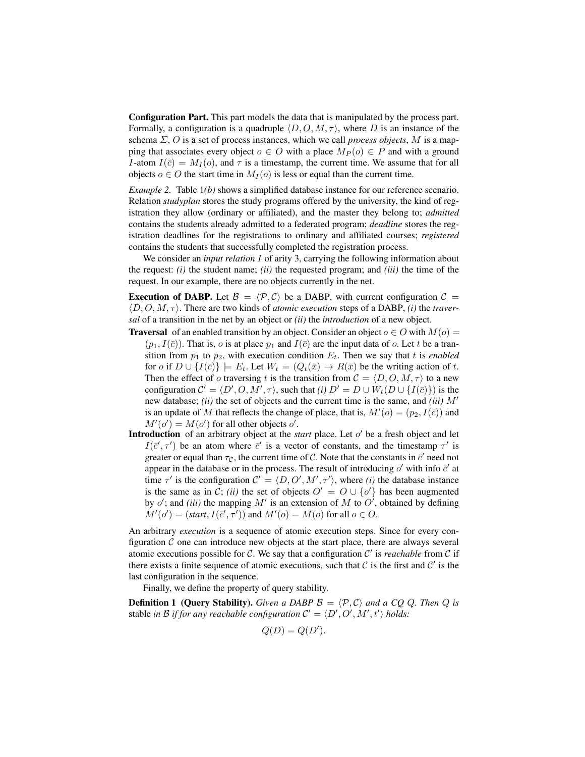**Configuration Part.** This part models the data that is manipulated by the process part. Formally, a configuration is a quadruple $\langle D, O, M, \tau\rangle$, where $D$ is an instance of the schema $\Sigma$, $O$ is a set of process instances, which we call *process objects*, $M$ is a mapping that associates every object $o \in O$ with a place $M_P(o) \in P$ and with a ground $I$-atom $I(\bar{c}) = M_I(o)$, and $\tau$ is a timestamp, the current time. We assume that for all objects $o \in O$ the start time in $M_I(o)$ is less or equal than the current time.

*Example 2.* Table 1*(b)* shows a simplified database instance for our reference scenario. Relation *studyplan* stores the study programs offered by the university, the kind of registration they allow (ordinary or affiliated), and the master they belong to; *admitted* contains the students already admitted to a federated program; *deadline* stores the registration deadlines for the registrations to ordinary and affiliated courses; *registered* contains the students that successfully completed the registration process.

We consider an *input relation* $I$ of arity 3, carrying the following information about the request: *(i)* the student name; *(ii)* the requested program; and *(iii)* the time of the request. In our example, there are no objects currently in the net.

**Execution of DABP.** Let $\mathcal{B} = \langle \mathcal{P}, \mathcal{C}\rangle$ be a DABP, with current configuration $\mathcal{C} = \langle D, O, M, \tau\rangle$. There are two kinds of *atomic execution* steps of a DABP, *(i)* the *traversal* of a transition in the net by an object or *(ii)* the *introduction* of a new object.

**Traversal** of an enabled transition by an object. Consider an object $o \in O$ with $M(o) = (p_1, I(\bar{c}))$. That is, $o$ is at place $p_1$ and $I(\bar{c})$ are the input data of $o$. Let $t$ be a transition from $p_1$ to $p_2$, with execution condition $E_t$. Then we say that $t$ is *enabled* for $o$ if $D \cup \{I(\bar{c})\} \models E_t$. Let $W_t = (Q_t(\bar{x}) \rightarrow R(\bar{x}))$ be the writing action of $t$. Then the effect of $o$ traversing $t$ is the transition from $\mathcal{C} = \langle D, O, M, \tau\rangle$ to a new configuration $\mathcal{C}' = \langle D', O, M', \tau\rangle$, such that *(i)* $D' = D \cup W_t(D \cup \{I(\bar{c})\})$ is the new database; *(ii)* the set of objects and the current time is the same, and *(iii)* $M'$ is an update of $M$ that reflects the change of place, that is, $M'(o) = (p_2, I(\bar{c}))$ and $M'(o') = M(o')$ for all other objects $o'$.

**Introduction** of an arbitrary object at the *start* place. Let $o'$ be a fresh object and let $I(\bar{c}', \tau')$ be an atom where $\bar{c}'$ is a vector of constants, and the timestamp $\tau'$ is greater or equal than $\tau_{\mathcal{C}}$, the current time of $\mathcal{C}$. Note that the constants in $\bar{c}'$ need not appear in the database or in the process. The result of introducing $o'$ with info $\bar{c}'$ at time $\tau'$ is the configuration $\mathcal{C}' = \langle D, O', M', \tau'\rangle$, where *(i)* the database instance is the same as in $\mathcal{C}$; *(ii)* the set of objects $O' = O \cup \{o'\}$ has been augmented by $o'$; and *(iii)* the mapping $M'$ is an extension of $M$ to $O'$, obtained by defining $M'(o') = (\textit{start}, I(\bar{c}', \tau'))$ and $M'(o) = M(o)$ for all $o \in O$.

An arbitrary *execution* is a sequence of atomic execution steps. Since for every configuration $\mathcal{C}$ one can introduce new objects at the start place, there are always several atomic executions possible for $\mathcal{C}$. We say that a configuration $\mathcal{C}'$ is *reachable* from $\mathcal{C}$ if there exists a finite sequence of atomic executions, such that $\mathcal{C}$ is the first and $\mathcal{C}'$ is the last configuration in the sequence.

Finally, we define the property of query stability.

**Definition 1 (Query Stability).** *Given a DABP $\mathcal{B} = \langle \mathcal{P}, \mathcal{C}\rangle$ and a CQ $Q$. Then $Q$ is* stable *in $\mathcal{B}$ if for any reachable configuration $\mathcal{C}' = \langle D', O', M', t'\rangle$ holds:*

$$Q(D) = Q(D').$$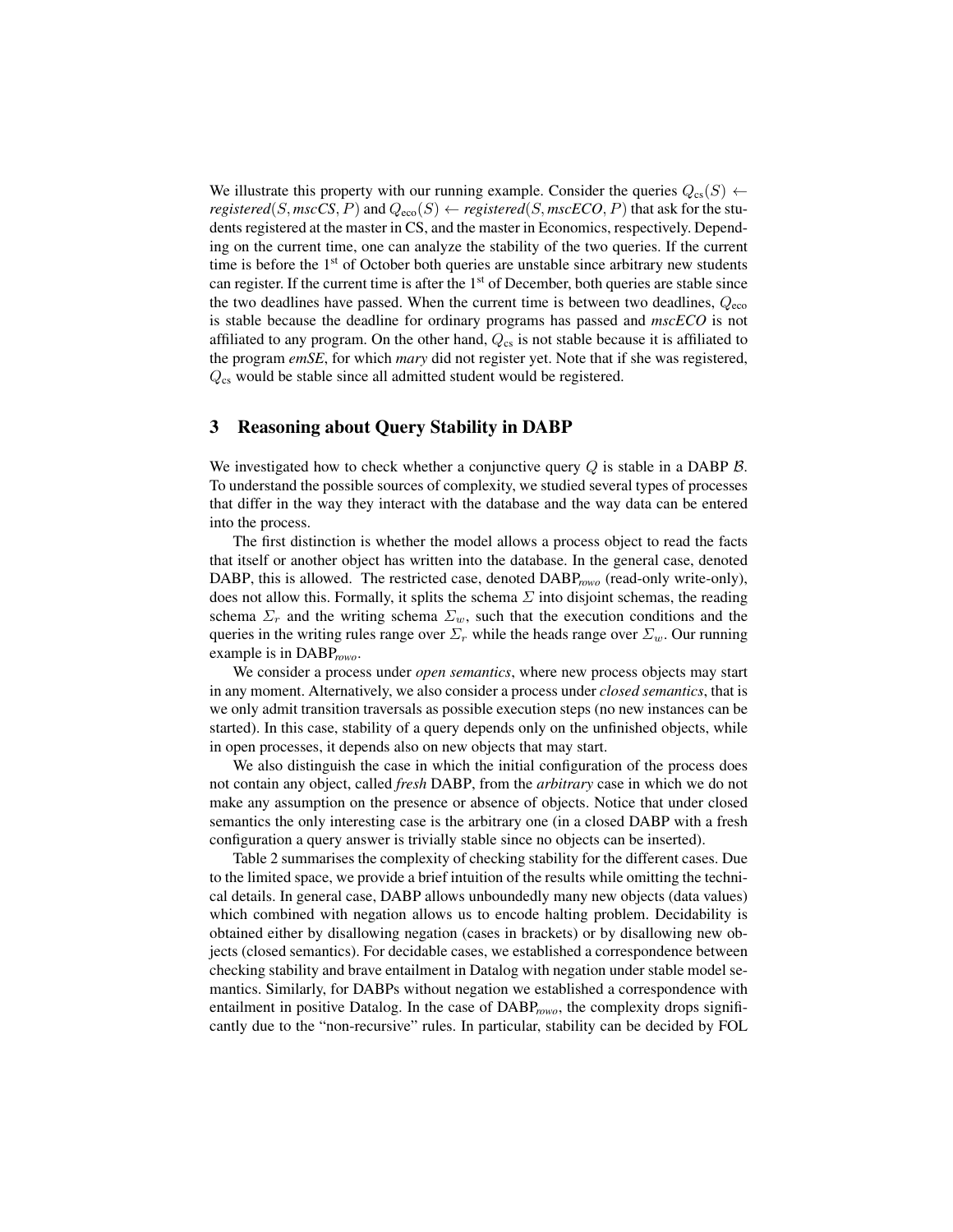We illustrate this property with our running example. Consider the queries $Q_{\text{cs}}(S) \leftarrow$ *registered*$(S, \textit{mscCS}, P)$ and $Q_{\text{eco}}(S) \leftarrow$ *registered*$(S, \textit{mscECO}, P)$ that ask for the students registered at the master in CS, and the master in Economics, respectively. Depending on the current time, one can analyze the stability of the two queries. If the current time is before the 1st of October both queries are unstable since arbitrary new students can register. If the current time is after the 1st of December, both queries are stable since the two deadlines have passed. When the current time is between two deadlines, $Q_{\text{eco}}$ is stable because the deadline for ordinary programs has passed and *mscECO* is not affiliated to any program. On the other hand, $Q_{\text{cs}}$ is not stable because it is affiliated to the program *emSE*, for which *mary* did not register yet. Note that if she was registered, $Q_{\text{cs}}$ would be stable since all admitted student would be registered.

## 3 Reasoning about Query Stability in DABP

We investigated how to check whether a conjunctive query $Q$ is stable in a DABP $\mathcal{B}$. To understand the possible sources of complexity, we studied several types of processes that differ in the way they interact with the database and the way data can be entered into the process.

The first distinction is whether the model allows a process object to read the facts that itself or another object has written into the database. In the general case, denoted DABP, this is allowed. The restricted case, denoted DABP$_{\textit{rowo}}$ (read-only write-only), does not allow this. Formally, it splits the schema $\Sigma$ into disjoint schemas, the reading schema $\Sigma_r$ and the writing schema $\Sigma_w$, such that the execution conditions and the queries in the writing rules range over $\Sigma_r$ while the heads range over $\Sigma_w$. Our running example is in DABP$_{\textit{rowo}}$.

We consider a process under *open semantics*, where new process objects may start in any moment. Alternatively, we also consider a process under *closed semantics*, that is we only admit transition traversals as possible execution steps (no new instances can be started). In this case, stability of a query depends only on the unfinished objects, while in open processes, it depends also on new objects that may start.

We also distinguish the case in which the initial configuration of the process does not contain any object, called *fresh* DABP, from the *arbitrary* case in which we do not make any assumption on the presence or absence of objects. Notice that under closed semantics the only interesting case is the arbitrary one (in a closed DABP with a fresh configuration a query answer is trivially stable since no objects can be inserted).

Table 2 summarises the complexity of checking stability for the different cases. Due to the limited space, we provide a brief intuition of the results while omitting the technical details. In general case, DABP allows unboundedly many new objects (data values) which combined with negation allows us to encode halting problem. Decidability is obtained either by disallowing negation (cases in brackets) or by disallowing new objects (closed semantics). For decidable cases, we established a correspondence between checking stability and brave entailment in Datalog with negation under stable model semantics. Similarly, for DABPs without negation we established a correspondence with entailment in positive Datalog. In the case of DABP$_{\textit{rowo}}$, the complexity drops significantly due to the "non-recursive" rules. In particular, stability can be decided by FOL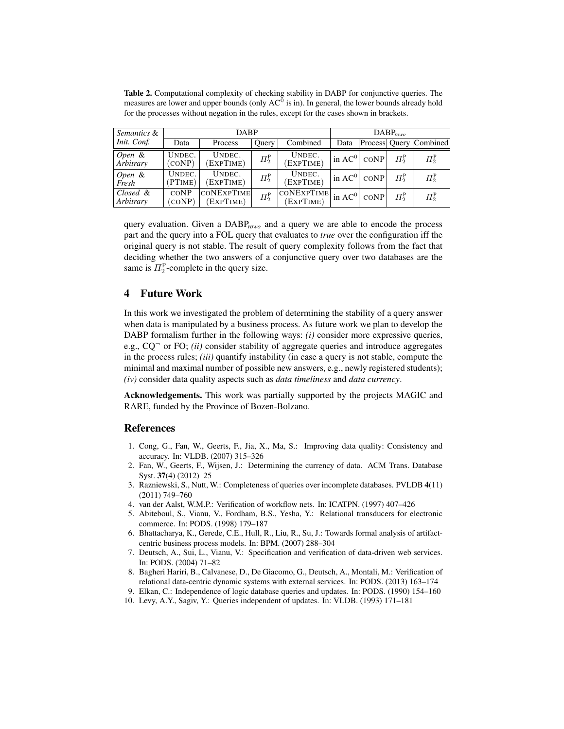**Table 2.** Computational complexity of checking stability in DABP for conjunctive queries. The measures are lower and upper bounds (only $AC^0$ is in). In general, the lower bounds already hold for the processes without negation in the rules, except for the cases shown in brackets.

| *Semantics & Init. Conf.* | DABP | | | | $DABP_{rowo}$ | | | |
|---|---|---|---|---|---|---|---|---|
| | Data | Process | Query | Combined | Data | Process | Query | Combined |
| *Open & Arbitrary* | UNDEC. (CONP) | UNDEC. (EXPTIME) | $\Pi_2^P$ | UNDEC. (EXPTIME) | in $AC^0$ | CONP | $\Pi_2^P$ | $\Pi_2^P$ |
| *Open & Fresh* | UNDEC. (PTIME) | UNDEC. (EXPTIME) | $\Pi_2^P$ | UNDEC. (EXPTIME) | in $AC^0$ | CONP | $\Pi_2^P$ | $\Pi_2^P$ |
| *Closed & Arbitrary* | CONP (CONP) | CONEXPTIME (EXPTIME) | $\Pi_2^P$ | CONEXPTIME (EXPTIME) | in $AC^0$ | CONP | $\Pi_2^P$ | $\Pi_2^P$ |

query evaluation. Given a $DABP_{rowo}$ and a query we are able to encode the process part and the query into a FOL query that evaluates to *true* over the configuration iff the original query is not stable. The result of query complexity follows from the fact that deciding whether the two answers of a conjunctive query over two databases are the same is $\Pi_2^P$-complete in the query size.

## 4 Future Work

In this work we investigated the problem of determining the stability of a query answer when data is manipulated by a business process. As future work we plan to develop the DABP formalism further in the following ways: *(i)* consider more expressive queries, e.g., $CQ^{\neg}$ or FO; *(ii)* consider stability of aggregate queries and introduce aggregates in the process rules; *(iii)* quantify instability (in case a query is not stable, compute the minimal and maximal number of possible new answers, e.g., newly registered students); *(iv)* consider data quality aspects such as *data timeliness* and *data currency*.

**Acknowledgements.** This work was partially supported by the projects MAGIC and RARE, funded by the Province of Bozen-Bolzano.

## References

1. Cong, G., Fan, W., Geerts, F., Jia, X., Ma, S.: Improving data quality: Consistency and accuracy. In: VLDB. (2007) 315–326
2. Fan, W., Geerts, F., Wijsen, J.: Determining the currency of data. ACM Trans. Database Syst. **37**(4) (2012) 25
3. Razniewski, S., Nutt, W.: Completeness of queries over incomplete databases. PVLDB **4**(11) (2011) 749–760
4. van der Aalst, W.M.P.: Verification of workflow nets. In: ICATPN. (1997) 407–426
5. Abiteboul, S., Vianu, V., Fordham, B.S., Yesha, Y.: Relational transducers for electronic commerce. In: PODS. (1998) 179–187
6. Bhattacharya, K., Gerede, C.E., Hull, R., Liu, R., Su, J.: Towards formal analysis of artifact-centric business process models. In: BPM. (2007) 288–304
7. Deutsch, A., Sui, L., Vianu, V.: Specification and verification of data-driven web services. In: PODS. (2004) 71–82
8. Bagheri Hariri, B., Calvanese, D., De Giacomo, G., Deutsch, A., Montali, M.: Verification of relational data-centric dynamic systems with external services. In: PODS. (2013) 163–174
9. Elkan, C.: Independence of logic database queries and updates. In: PODS. (1990) 154–160
10. Levy, A.Y., Sagiv, Y.: Queries independent of updates. In: VLDB. (1993) 171–181